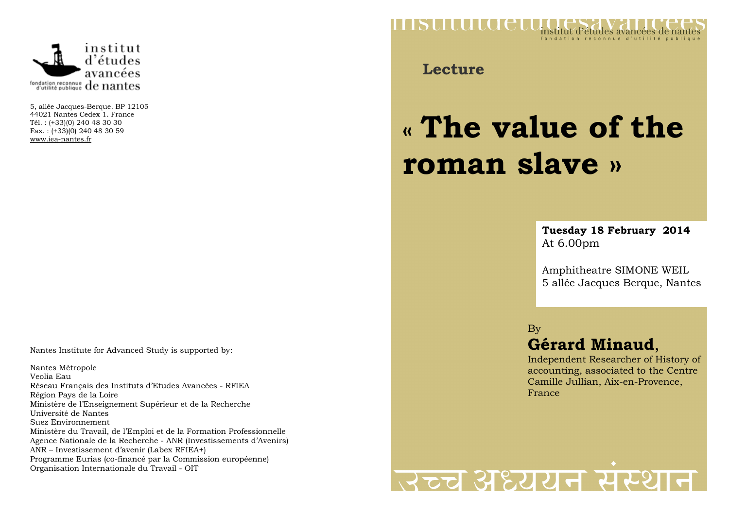institut d'études avancées de nantes

fondation reconnue d'utilité publique

5, allée Jacques-Berque. BP 12105
44021 Nantes Cedex 1. France
Tél. : (+33)(0) 240 48 30 30
Fax. : (+33)(0) 240 48 30 59
www.iea-nantes.fr

Nantes Institute for Advanced Study is supported by:

Nantes Métropole
Veolia Eau
Réseau Français des Instituts d'Etudes Avancées - RFIEA
Région Pays de la Loire
Ministère de l'Enseignement Supérieur et de la Recherche
Université de Nantes
Suez Environnement
Ministère du Travail, de l'Emploi et de la Formation Professionnelle
Agence Nationale de la Recherche - ANR (Investissements d'Avenirs)
ANR – Investissement d'avenir (Labex RFIEA+)
Programme Eurias (co-financé par la Commission européenne)
Organisation Internationale du Travail - OIT

institutdetudesavancees

institut d'études avancées de nantes
fondation reconnue d'utilité publique

**Lecture**

# « The value of the roman slave »

**Tuesday 18 February 2014**
At 6.00pm

Amphitheatre SIMONE WEIL
5 allée Jacques Berque, Nantes

By

**Gérard Minaud**,

Independent Researcher of History of accounting, associated to the Centre Camille Jullian, Aix-en-Provence, France

उच्च अध्ययन संस्थान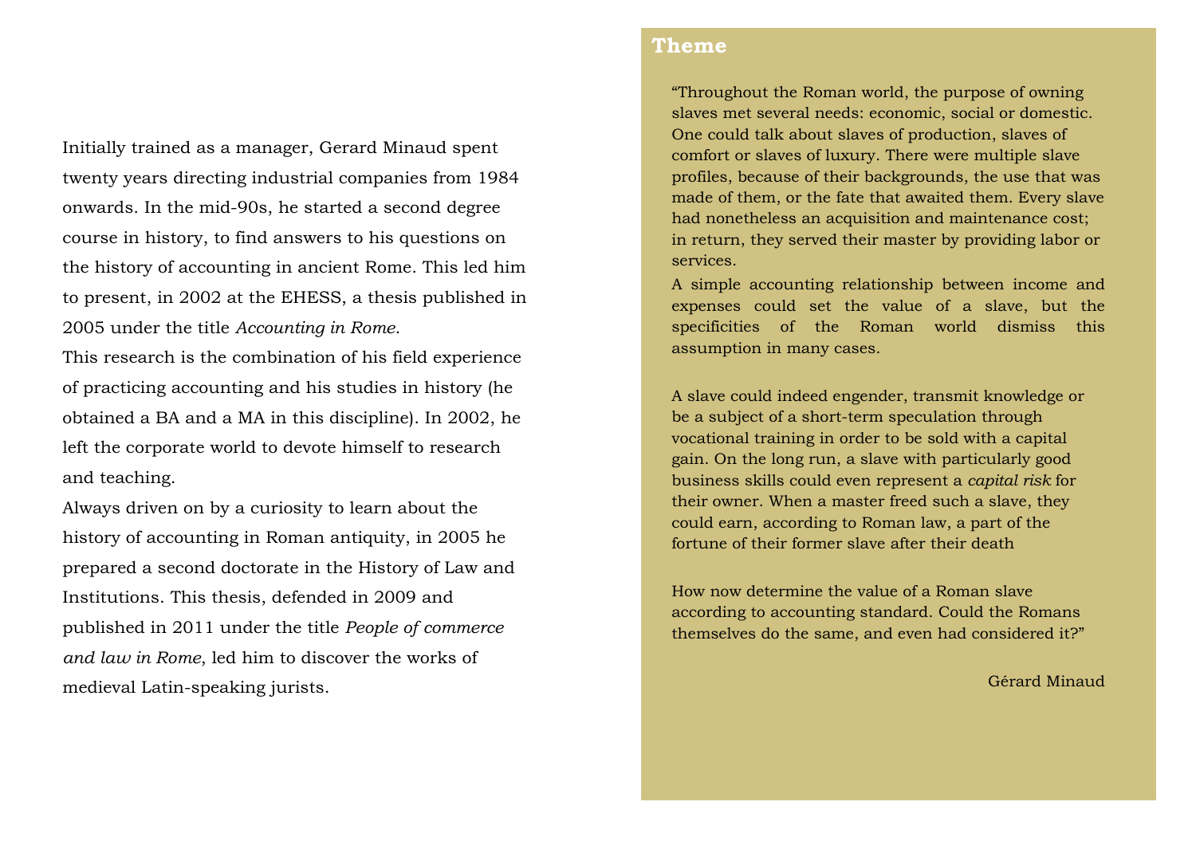Initially trained as a manager, Gerard Minaud spent twenty years directing industrial companies from 1984 onwards. In the mid-90s, he started a second degree course in history, to find answers to his questions on the history of accounting in ancient Rome. This led him to present, in 2002 at the EHESS, a thesis published in 2005 under the title *Accounting in Rome*.

This research is the combination of his field experience of practicing accounting and his studies in history (he obtained a BA and a MA in this discipline). In 2002, he left the corporate world to devote himself to research and teaching.

Always driven on by a curiosity to learn about the history of accounting in Roman antiquity, in 2005 he prepared a second doctorate in the History of Law and Institutions. This thesis, defended in 2009 and published in 2011 under the title *People of commerce and law in Rome*, led him to discover the works of medieval Latin-speaking jurists.

## Theme

"Throughout the Roman world, the purpose of owning slaves met several needs: economic, social or domestic. One could talk about slaves of production, slaves of comfort or slaves of luxury. There were multiple slave profiles, because of their backgrounds, the use that was made of them, or the fate that awaited them. Every slave had nonetheless an acquisition and maintenance cost; in return, they served their master by providing labor or services.

A simple accounting relationship between income and expenses could set the value of a slave, but the specificities of the Roman world dismiss this assumption in many cases.

A slave could indeed engender, transmit knowledge or be a subject of a short-term speculation through vocational training in order to be sold with a capital gain. On the long run, a slave with particularly good business skills could even represent a *capital risk* for their owner. When a master freed such a slave, they could earn, according to Roman law, a part of the fortune of their former slave after their death

How now determine the value of a Roman slave according to accounting standard. Could the Romans themselves do the same, and even had considered it?"

Gérard Minaud